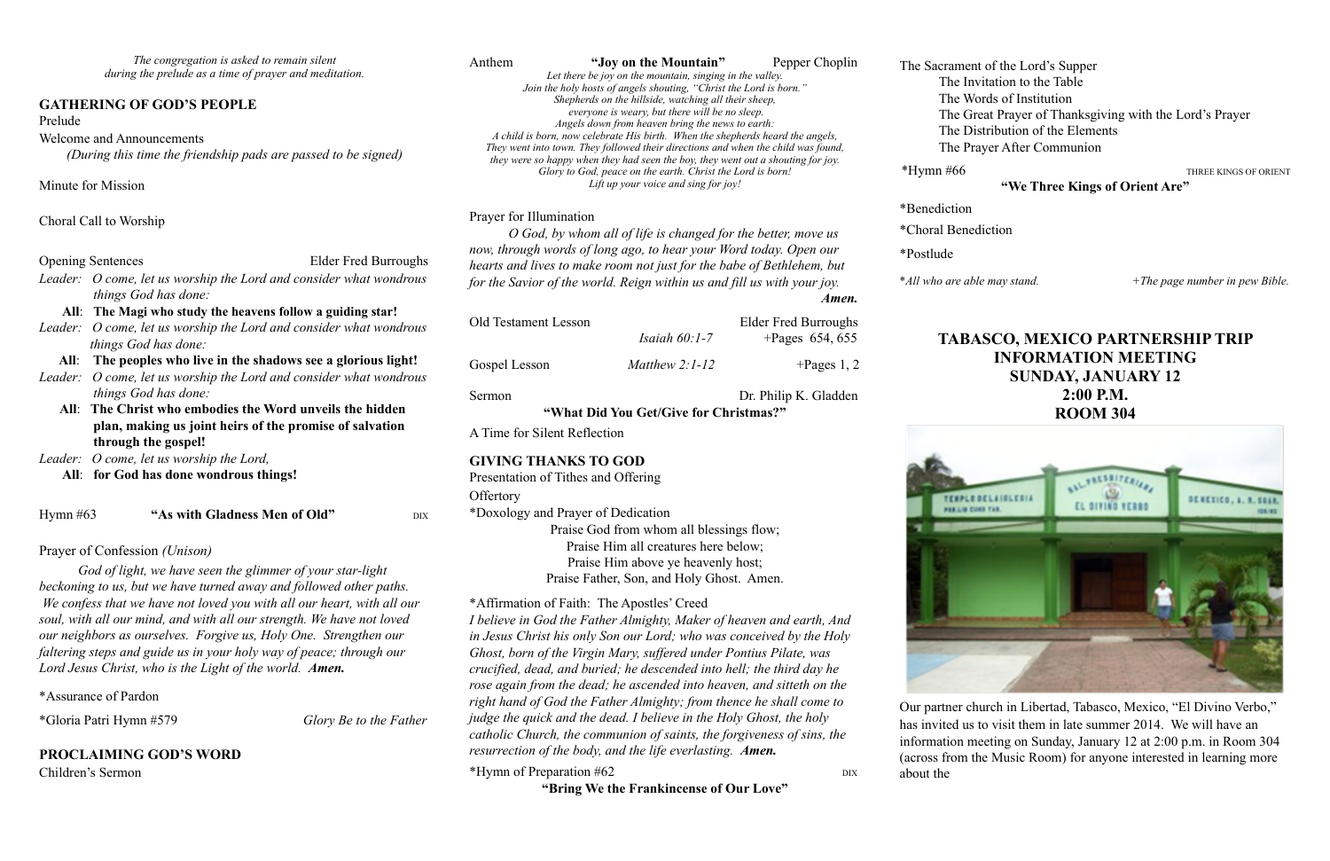*The congregation is asked to remain silent during the prelude as a time of prayer and meditation.*

## GATHERING OF GOD'S PEOPLE

Prelude

Welcome and Announcements
*(During this time the friendship pads are passed to be signed)*

Minute for Mission

Choral Call to Worship

Opening Sentences — Elder Fred Burroughs

*Leader: O come, let us worship the Lord and consider what wondrous things God has done:*

**All: The Magi who study the heavens follow a guiding star!**

*Leader: O come, let us worship the Lord and consider what wondrous things God has done:*

**All: The peoples who live in the shadows see a glorious light!**

*Leader: O come, let us worship the Lord and consider what wondrous things God has done:*

**All: The Christ who embodies the Word unveils the hidden plan, making us joint heirs of the promise of salvation through the gospel!**

*Leader: O come, let us worship the Lord,*

**All: for God has done wondrous things!**

Hymn #63 **"As with Gladness Men of Old"** DIX

Prayer of Confession *(Unison)*

*God of light, we have seen the glimmer of your star-light beckoning to us, but we have turned away and followed other paths. We confess that we have not loved you with all our heart, with all our soul, with all our mind, and with all our strength. We have not loved our neighbors as ourselves. Forgive us, Holy One. Strengthen our faltering steps and guide us in your holy way of peace; through our Lord Jesus Christ, who is the Light of the world.* ***Amen.***

*Assurance of Pardon

*Gloria Patri Hymn #579 — *Glory Be to the Father*

## PROCLAIMING GOD'S WORD

Children's Sermon

Anthem **"Joy on the Mountain"** Pepper Choplin

*Let there be joy on the mountain, singing in the valley.*
*Join the holy hosts of angels shouting, "Christ the Lord is born."*
*Shepherds on the hillside, watching all their sheep,*
*everyone is weary, but there will be no sleep.*
*Angels down from heaven bring the news to earth:*
*A child is born, now celebrate His birth. When the shepherds heard the angels,*
*They went into town. They followed their directions and when the child was found,*
*they were so happy when they had seen the boy, they went out a shouting for joy.*
*Glory to God, peace on the earth. Christ the Lord is born!*
*Lift up your voice and sing for joy!*

Prayer for Illumination

*O God, by whom all of life is changed for the better, move us now, through words of long ago, to hear your Word today. Open our hearts and lives to make room not just for the babe of Bethlehem, but for the Savior of the world. Reign within us and fill us with your joy.* ***Amen.***

Old Testament Lesson — *Isaiah 60:1-7* — Elder Fred Burroughs — +Pages 654, 655

Gospel Lesson — *Matthew 2:1-12* — +Pages 1, 2

Sermon — Dr. Philip K. Gladden
**"What Did You Get/Give for Christmas?"**

A Time for Silent Reflection

## GIVING THANKS TO GOD

Presentation of Tithes and Offering

Offertory

*Doxology and Prayer of Dedication

Praise God from whom all blessings flow;
Praise Him all creatures here below;
Praise Him above ye heavenly host;
Praise Father, Son, and Holy Ghost. Amen.

*Affirmation of Faith: The Apostles' Creed

*I believe in God the Father Almighty, Maker of heaven and earth, And in Jesus Christ his only Son our Lord; who was conceived by the Holy Ghost, born of the Virgin Mary, suffered under Pontius Pilate, was crucified, dead, and buried; he descended into hell; the third day he rose again from the dead; he ascended into heaven, and sitteth on the right hand of God the Father Almighty; from thence he shall come to judge the quick and the dead. I believe in the Holy Ghost, the holy catholic Church, the communion of saints, the forgiveness of sins, the resurrection of the body, and the life everlasting.* ***Amen.***

*Hymn of Preparation #62 DIX
**"Bring We the Frankincense of Our Love"**

The Sacrament of the Lord's Supper
- The Invitation to the Table
- The Words of Institution
- The Great Prayer of Thanksgiving with the Lord's Prayer
- The Distribution of the Elements
- The Prayer After Communion

*Hymn #66 THREE KINGS OF ORIENT
**"We Three Kings of Orient Are"**

*Benediction

*Choral Benediction

*Postlude

**All who are able may stand.* — *+The page number in pew Bible.*

## TABASCO, MEXICO PARTNERSHIP TRIP INFORMATION MEETING SUNDAY, JANUARY 12 2:00 P.M. ROOM 304

Our partner church in Libertad, Tabasco, Mexico, "El Divino Verbo," has invited us to visit them in late summer 2014. We will have an information meeting on Sunday, January 12 at 2:00 p.m. in Room 304 (across from the Music Room) for anyone interested in learning more about the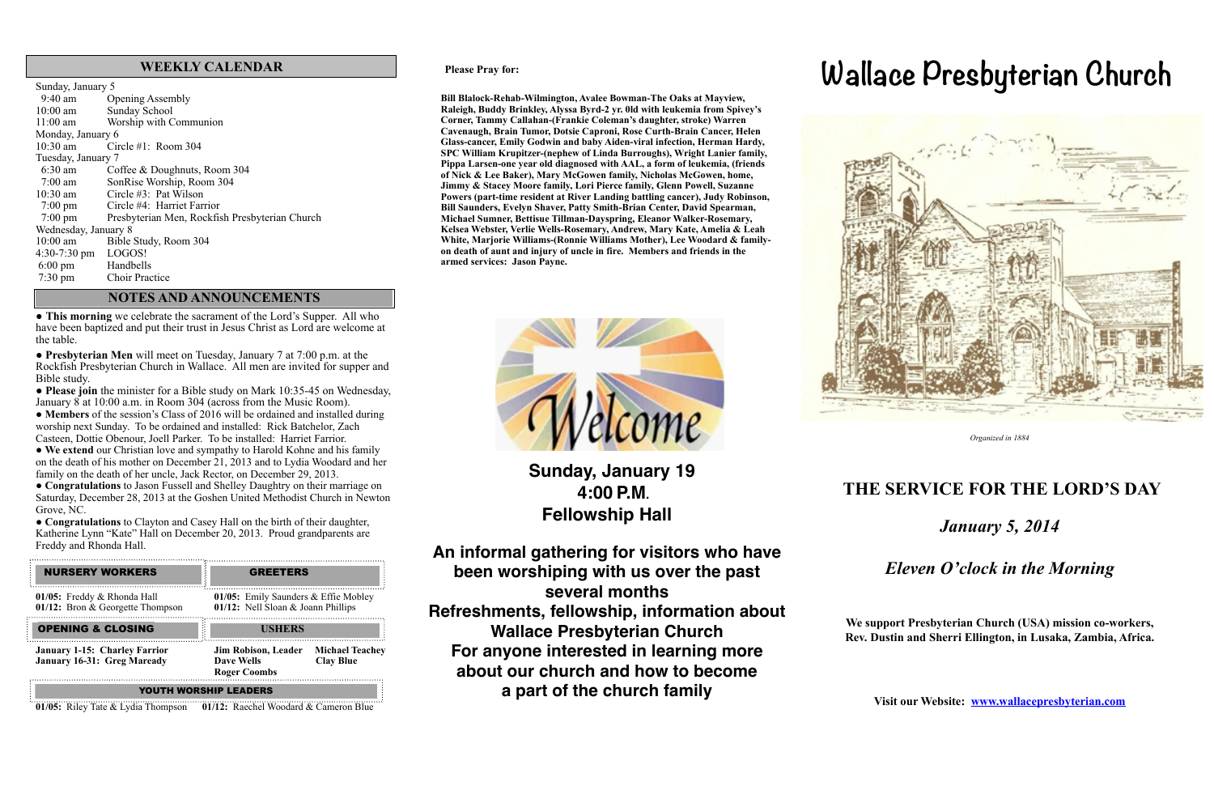## WEEKLY CALENDAR

Sunday, January 5

| | |
|---|---|
| 9:40 am | Opening Assembly |
| 10:00 am | Sunday School |
| 11:00 am | Worship with Communion |

Monday, January 6

| | |
|---|---|
| 10:30 am | Circle #1: Room 304 |

Tuesday, January 7

| | |
|---|---|
| 6:30 am | Coffee & Doughnuts, Room 304 |
| 7:00 am | SonRise Worship, Room 304 |
| 10:30 am | Circle #3: Pat Wilson |
| 7:00 pm | Circle #4: Harriet Farrior |
| 7:00 pm | Presbyterian Men, Rockfish Presbyterian Church |

Wednesday, January 8

| | |
|---|---|
| 10:00 am | Bible Study, Room 304 |
| 4:30-7:30 pm | LOGOS! |
| 6:00 pm | Handbells |
| 7:30 pm | Choir Practice |

## NOTES AND ANNOUNCEMENTS

● **This morning** we celebrate the sacrament of the Lord's Supper. All who have been baptized and put their trust in Jesus Christ as Lord are welcome at the table.

● **Presbyterian Men** will meet on Tuesday, January 7 at 7:00 p.m. at the Rockfish Presbyterian Church in Wallace. All men are invited for supper and Bible study.

● **Please join** the minister for a Bible study on Mark 10:35-45 on Wednesday, January 8 at 10:00 a.m. in Room 304 (across from the Music Room).

● **Members** of the session's Class of 2016 will be ordained and installed during worship next Sunday. To be ordained and installed: Rick Batchelor, Zach Casteen, Dottie Obenour, Joell Parker. To be installed: Harriet Farrior.

● **We extend** our Christian love and sympathy to Harold Kohne and his family on the death of his mother on December 21, 2013 and to Lydia Woodard and her family on the death of her uncle, Jack Rector, on December 29, 2013.

● **Congratulations** to Jason Fussell and Shelley Daughtry on their marriage on Saturday, December 28, 2013 at the Goshen United Methodist Church in Newton Grove, NC.

● **Congratulations** to Clayton and Casey Hall on the birth of their daughter, Katherine Lynn "Kate" Hall on December 20, 2013. Proud grandparents are Freddy and Rhonda Hall.

| NURSERY WORKERS | GREETERS |
|---|---|
| **01/05:** Freddy & Rhonda Hall | **01/05:** Emily Saunders & Effie Mobley |
| **01/12:** Bron & Georgette Thompson | **01/12:** Nell Sloan & Joann Phillips |

| OPENING & CLOSING | USHERS | |
|---|---|---|
| **January 1-15: Charley Farrior** | **Jim Robison, Leader** | **Michael Teachey** |
| **January 16-31: Greg Maready** | **Dave Wells** | **Clay Blue** |
| | **Roger Coombs** | |

**YOUTH WORSHIP LEADERS**

**01/05:** Riley Tate & Lydia Thompson **01/12:** Raechel Woodard & Cameron Blue

**Please Pray for:**

**Bill Blalock-Rehab-Wilmington, Avalee Bowman-The Oaks at Mayview, Raleigh, Buddy Brinkley, Alyssa Byrd-2 yr. 0ld with leukemia from Spivey's Corner, Tammy Callahan-(Frankie Coleman's daughter, stroke) Warren Cavenaugh, Brain Tumor, Dotsie Caproni, Rose Curth-Brain Cancer, Helen Glass-cancer, Emily Godwin and baby Aiden-viral infection, Herman Hardy, SPC William Krupitzer-(nephew of Linda Burroughs), Wright Lanier family, Pippa Larsen-one year old diagnosed with AAL, a form of leukemia, (friends of Nick & Lee Baker), Mary McGowen family, Nicholas McGowen, home, Jimmy & Stacey Moore family, Lori Pierce family, Glenn Powell, Suzanne Powers (part-time resident at River Landing battling cancer), Judy Robinson, Bill Saunders, Evelyn Shaver, Patty Smith-Brian Center, David Spearman, Michael Sumner, Bettisue Tillman-Dayspring, Eleanor Walker-Rosemary, Kelsea Webster, Verlie Wells-Rosemary, Andrew, Mary Kate, Amelia & Leah White, Marjorie Williams-(Ronnie Williams Mother), Lee Woodard & family-on death of aunt and injury of uncle in fire. Members and friends in the armed services: Jason Payne.**

Welcome

**Sunday, January 19**
**4:00 P.M.**
**Fellowship Hall**

**An informal gathering for visitors who have been worshiping with us over the past several months**
**Refreshments, fellowship, information about Wallace Presbyterian Church**
**For anyone interested in learning more about our church and how to become a part of the church family**

# Wallace Presbyterian Church

*Organized in 1884*

## THE SERVICE FOR THE LORD'S DAY

### *January 5, 2014*

### *Eleven O'clock in the Morning*

**We support Presbyterian Church (USA) mission co-workers, Rev. Dustin and Sherri Ellington, in Lusaka, Zambia, Africa.**

**Visit our Website: www.wallacepresbyterian.com**